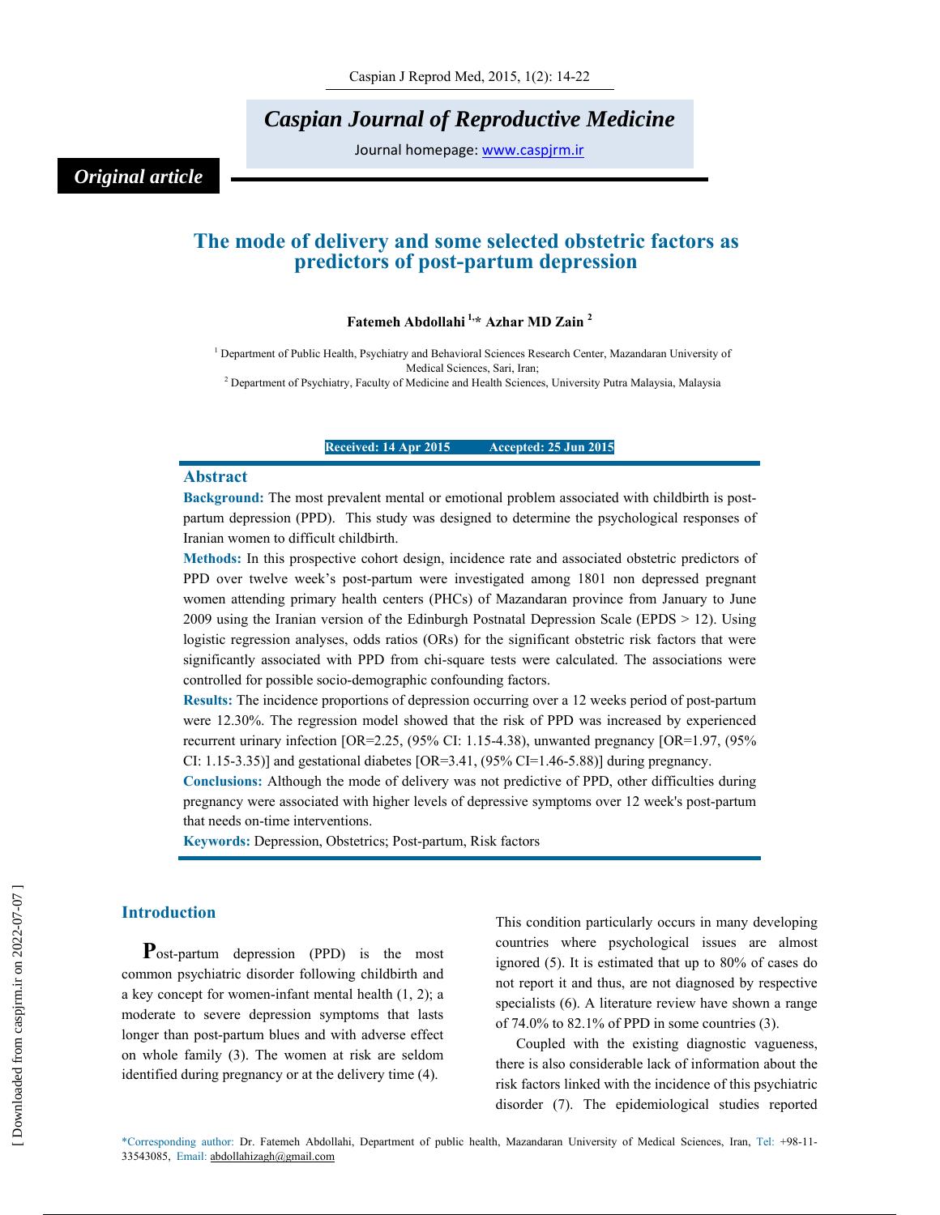Caspian Journal of Reproductive Medicine

Journal homepage: www.caspjrm.ir

*Original article*

# The mode of delivery and some selected obstetric factors as predictors of post-partum depression

**Fatemeh Abdollahi [1,*] Azhar MD Zain [2]**

[1] Department of Public Health, Psychiatry and Behavioral Sciences Research Center, Mazandaran University of Medical Sciences, Sari, Iran;
[2] Department of Psychiatry, Faculty of Medicine and Health Sciences, University Putra Malaysia, Malaysia

**Received: 14 Apr 2015 Accepted: 25 Jun 2015**

## Abstract

**Background:** The most prevalent mental or emotional problem associated with childbirth is post-partum depression (PPD). This study was designed to determine the psychological responses of Iranian women to difficult childbirth.

**Methods:** In this prospective cohort design, incidence rate and associated obstetric predictors of PPD over twelve week's post-partum were investigated among 1801 non depressed pregnant women attending primary health centers (PHCs) of Mazandaran province from January to June 2009 using the Iranian version of the Edinburgh Postnatal Depression Scale (EPDS > 12). Using logistic regression analyses, odds ratios (ORs) for the significant obstetric risk factors that were significantly associated with PPD from chi-square tests were calculated. The associations were controlled for possible socio-demographic confounding factors.

**Results:** The incidence proportions of depression occurring over a 12 weeks period of post-partum were 12.30%. The regression model showed that the risk of PPD was increased by experienced recurrent urinary infection [OR=2.25, (95% CI: 1.15-4.38), unwanted pregnancy [OR=1.97, (95% CI: 1.15-3.35)] and gestational diabetes [OR=3.41, (95% CI=1.46-5.88)] during pregnancy.

**Conclusions:** Although the mode of delivery was not predictive of PPD, other difficulties during pregnancy were associated with higher levels of depressive symptoms over 12 week's post-partum that needs on-time interventions.

**Keywords:** Depression, Obstetrics; Post-partum, Risk factors

## Introduction

Post-partum depression (PPD) is the most common psychiatric disorder following childbirth and a key concept for women-infant mental health (1, 2); a moderate to severe depression symptoms that lasts longer than post-partum blues and with adverse effect on whole family (3). The women at risk are seldom identified during pregnancy or at the delivery time (4).

This condition particularly occurs in many developing countries where psychological issues are almost ignored (5). It is estimated that up to 80% of cases do not report it and thus, are not diagnosed by respective specialists (6). A literature review have shown a range of 74.0% to 82.1% of PPD in some countries (3).

Coupled with the existing diagnostic vagueness, there is also considerable lack of information about the risk factors linked with the incidence of this psychiatric disorder (7). The epidemiological studies reported

*Corresponding author: Dr. Fatemeh Abdollahi, Department of public health, Mazandaran University of Medical Sciences, Iran, Tel: +98-11-33543085, Email: abdollahizagh@gmail.com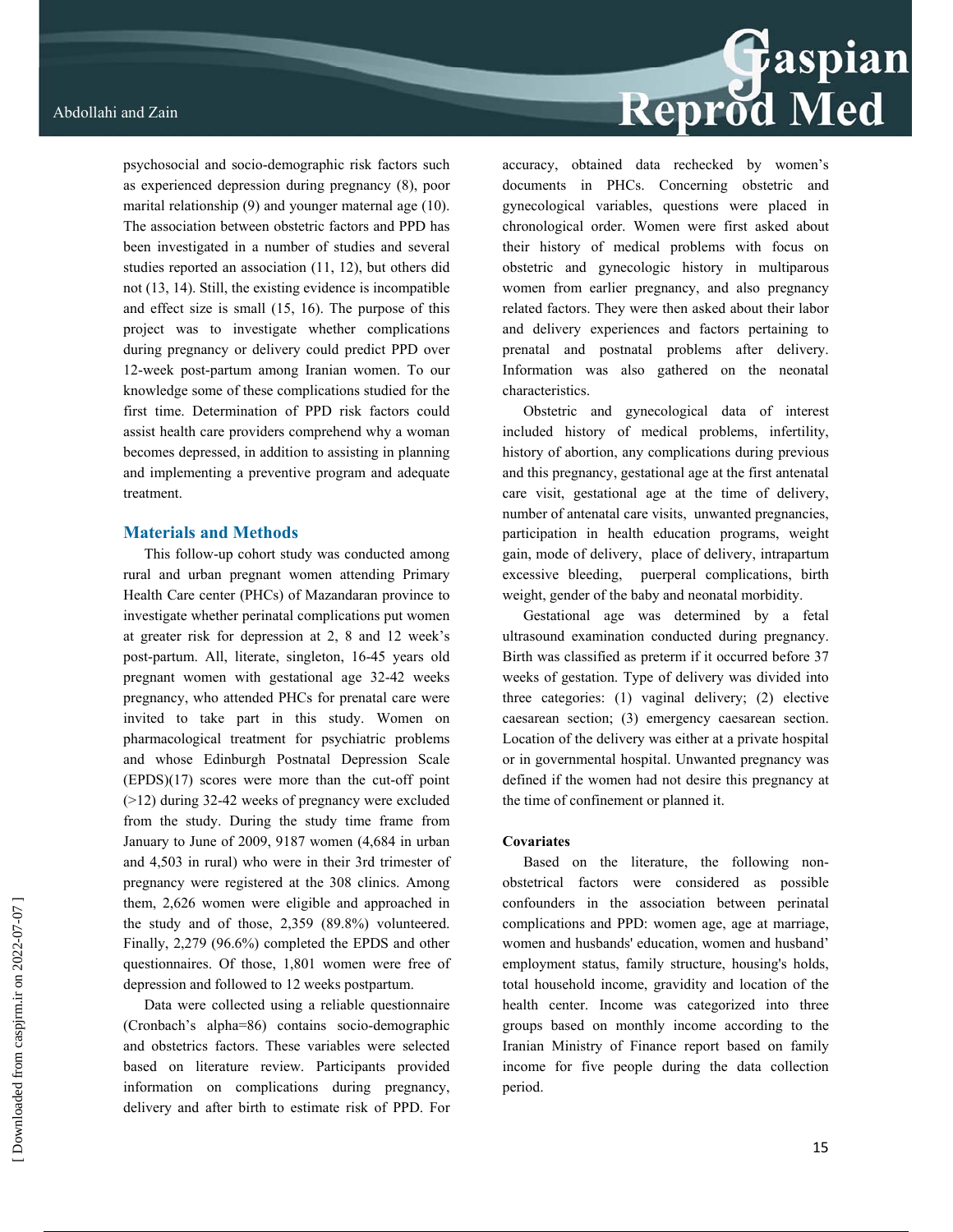psychosocial and socio-demographic risk factors such as experienced depression during pregnancy (8), poor marital relationship (9) and younger maternal age (10). The association between obstetric factors and PPD has been investigated in a number of studies and several studies reported an association (11, 12), but others did not (13, 14). Still, the existing evidence is incompatible and effect size is small (15, 16). The purpose of this project was to investigate whether complications during pregnancy or delivery could predict PPD over 12-week post-partum among Iranian women. To our knowledge some of these complications studied for the first time. Determination of PPD risk factors could assist health care providers comprehend why a woman becomes depressed, in addition to assisting in planning and implementing a preventive program and adequate treatment.

## Materials and Methods

This follow-up cohort study was conducted among rural and urban pregnant women attending Primary Health Care center (PHCs) of Mazandaran province to investigate whether perinatal complications put women at greater risk for depression at 2, 8 and 12 week's post-partum. All, literate, singleton, 16-45 years old pregnant women with gestational age 32-42 weeks pregnancy, who attended PHCs for prenatal care were invited to take part in this study. Women on pharmacological treatment for psychiatric problems and whose Edinburgh Postnatal Depression Scale (EPDS)(17) scores were more than the cut-off point (>12) during 32-42 weeks of pregnancy were excluded from the study. During the study time frame from January to June of 2009, 9187 women (4,684 in urban and 4,503 in rural) who were in their 3rd trimester of pregnancy were registered at the 308 clinics. Among them, 2,626 women were eligible and approached in the study and of those, 2,359 (89.8%) volunteered. Finally, 2,279 (96.6%) completed the EPDS and other questionnaires. Of those, 1,801 women were free of depression and followed to 12 weeks postpartum.

Data were collected using a reliable questionnaire (Cronbach's alpha=86) contains socio-demographic and obstetrics factors. These variables were selected based on literature review. Participants provided information on complications during pregnancy, delivery and after birth to estimate risk of PPD. For accuracy, obtained data rechecked by women's documents in PHCs. Concerning obstetric and gynecological variables, questions were placed in chronological order. Women were first asked about their history of medical problems with focus on obstetric and gynecologic history in multiparous women from earlier pregnancy, and also pregnancy related factors. They were then asked about their labor and delivery experiences and factors pertaining to prenatal and postnatal problems after delivery. Information was also gathered on the neonatal characteristics.

Obstetric and gynecological data of interest included history of medical problems, infertility, history of abortion, any complications during previous and this pregnancy, gestational age at the first antenatal care visit, gestational age at the time of delivery, number of antenatal care visits, unwanted pregnancies, participation in health education programs, weight gain, mode of delivery, place of delivery, intrapartum excessive bleeding, puerperal complications, birth weight, gender of the baby and neonatal morbidity.

Gestational age was determined by a fetal ultrasound examination conducted during pregnancy. Birth was classified as preterm if it occurred before 37 weeks of gestation. Type of delivery was divided into three categories: (1) vaginal delivery; (2) elective caesarean section; (3) emergency caesarean section. Location of the delivery was either at a private hospital or in governmental hospital. Unwanted pregnancy was defined if the women had not desire this pregnancy at the time of confinement or planned it.

**Covariates**

Based on the literature, the following non-obstetrical factors were considered as possible confounders in the association between perinatal complications and PPD: women age, age at marriage, women and husbands' education, women and husband' employment status, family structure, housing's holds, total household income, gravidity and location of the health center. Income was categorized into three groups based on monthly income according to the Iranian Ministry of Finance report based on family income for five people during the data collection period.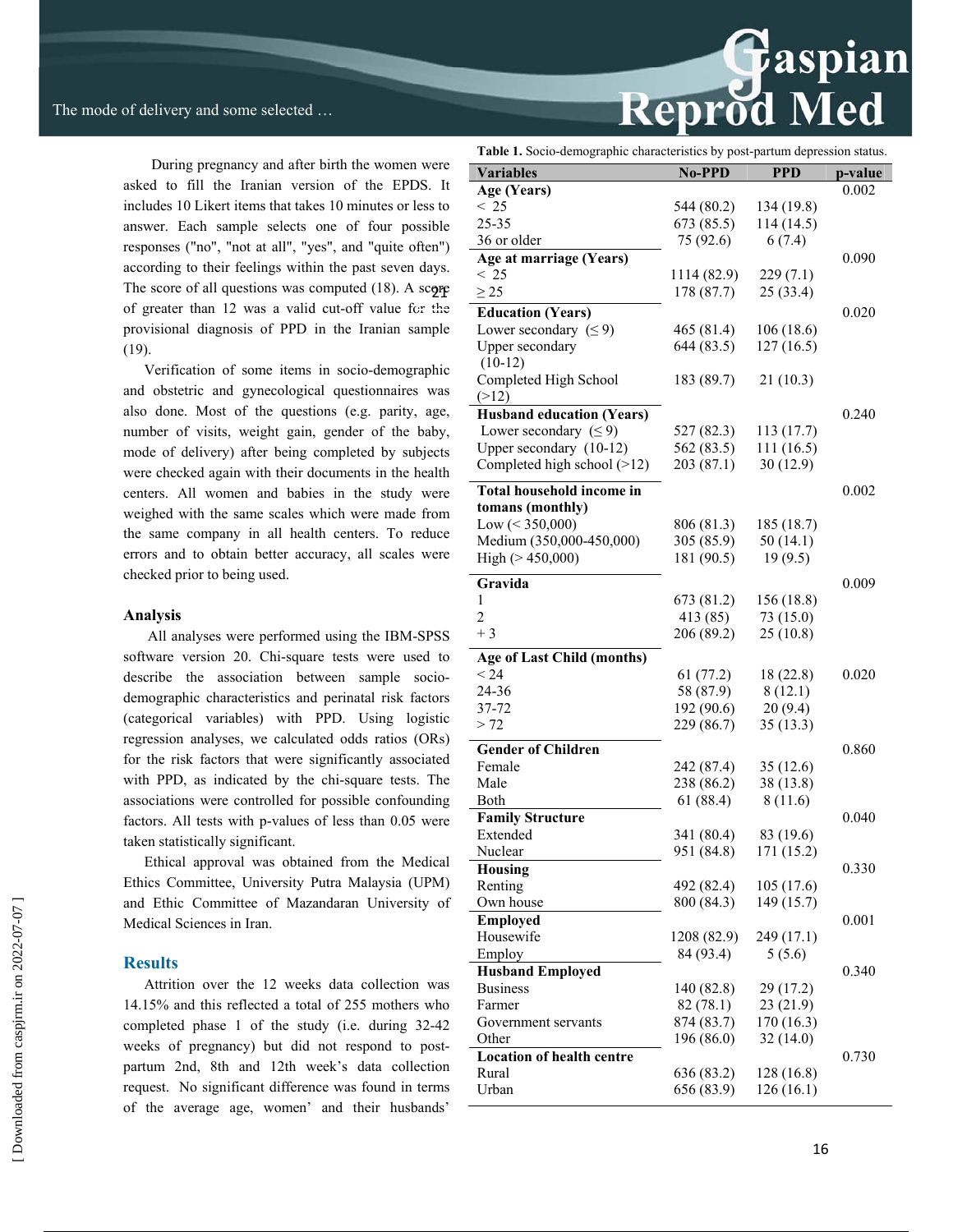During pregnancy and after birth the women were asked to fill the Iranian version of the EPDS. It includes 10 Likert items that takes 10 minutes or less to answer. Each sample selects one of four possible responses ("no", "not at all", "yes", and "quite often") according to their feelings within the past seven days. The score of all questions was computed (18). A score of greater than 12 was a valid cut-off value for the provisional diagnosis of PPD in the Iranian sample (19).

Verification of some items in socio-demographic and obstetric and gynecological questionnaires was also done. Most of the questions (e.g. parity, age, number of visits, weight gain, gender of the baby, mode of delivery) after being completed by subjects were checked again with their documents in the health centers. All women and babies in the study were weighed with the same scales which were made from the same company in all health centers. To reduce errors and to obtain better accuracy, all scales were checked prior to being used.

### Analysis

All analyses were performed using the IBM-SPSS software version 20. Chi-square tests were used to describe the association between sample socio-demographic characteristics and perinatal risk factors (categorical variables) with PPD. Using logistic regression analyses, we calculated odds ratios (ORs) for the risk factors that were significantly associated with PPD, as indicated by the chi-square tests. The associations were controlled for possible confounding factors. All tests with p-values of less than 0.05 were taken statistically significant.

Ethical approval was obtained from the Medical Ethics Committee, University Putra Malaysia (UPM) and Ethic Committee of Mazandaran University of Medical Sciences in Iran.

## Results

Attrition over the 12 weeks data collection was 14.15% and this reflected a total of 255 mothers who completed phase 1 of the study (i.e. during 32-42 weeks of pregnancy) but did not respond to post-partum 2nd, 8th and 12th week's data collection request. No significant difference was found in terms of the average age, women' and their husbands'

**Table 1.** Socio-demographic characteristics by post-partum depression status.

| Variables | No-PPD | PPD | p-value |
|---|---|---|---|
| **Age (Years)** | | | 0.002 |
| < 25 | 544 (80.2) | 134 (19.8) | |
| 25-35 | 673 (85.5) | 114 (14.5) | |
| 36 or older | 75 (92.6) | 6 (7.4) | |
| **Age at marriage (Years)** | | | 0.090 |
| < 25 | 1114 (82.9) | 229 (7.1) | |
| ≥ 25 | 178 (87.7) | 25 (33.4) | |
| **Education (Years)** | | | 0.020 |
| Lower secondary (≤ 9) | 465 (81.4) | 106 (18.6) | |
| Upper secondary (10-12) | 644 (83.5) | 127 (16.5) | |
| Completed High School (>12) | 183 (89.7) | 21 (10.3) | |
| **Husband education (Years)** | | | 0.240 |
| Lower secondary (≤ 9) | 527 (82.3) | 113 (17.7) | |
| Upper secondary (10-12) | 562 (83.5) | 111 (16.5) | |
| Completed high school (>12) | 203 (87.1) | 30 (12.9) | |
| **Total household income in tomans (monthly)** | | | 0.002 |
| Low (< 350,000) | 806 (81.3) | 185 (18.7) | |
| Medium (350,000-450,000) | 305 (85.9) | 50 (14.1) | |
| High (> 450,000) | 181 (90.5) | 19 (9.5) | |
| **Gravida** | | | 0.009 |
| 1 | 673 (81.2) | 156 (18.8) | |
| 2 | 413 (85) | 73 (15.0) | |
| + 3 | 206 (89.2) | 25 (10.8) | |
| **Age of Last Child (months)** | | | |
| < 24 | 61 (77.2) | 18 (22.8) | 0.020 |
| 24-36 | 58 (87.9) | 8 (12.1) | |
| 37-72 | 192 (90.6) | 20 (9.4) | |
| > 72 | 229 (86.7) | 35 (13.3) | |
| **Gender of Children** | | | 0.860 |
| Female | 242 (87.4) | 35 (12.6) | |
| Male | 238 (86.2) | 38 (13.8) | |
| Both | 61 (88.4) | 8 (11.6) | |
| **Family Structure** | | | 0.040 |
| Extended | 341 (80.4) | 83 (19.6) | |
| Nuclear | 951 (84.8) | 171 (15.2) | |
| **Housing** | | | 0.330 |
| Renting | 492 (82.4) | 105 (17.6) | |
| Own house | 800 (84.3) | 149 (15.7) | |
| **Employed** | | | 0.001 |
| Housewife | 1208 (82.9) | 249 (17.1) | |
| Employ | 84 (93.4) | 5 (5.6) | |
| **Husband Employed** | | | 0.340 |
| Business | 140 (82.8) | 29 (17.2) | |
| Farmer | 82 (78.1) | 23 (21.9) | |
| Government servants | 874 (83.7) | 170 (16.3) | |
| Other | 196 (86.0) | 32 (14.0) | |
| **Location of health centre** | | | 0.730 |
| Rural | 636 (83.2) | 128 (16.8) | |
| Urban | 656 (83.9) | 126 (16.1) | |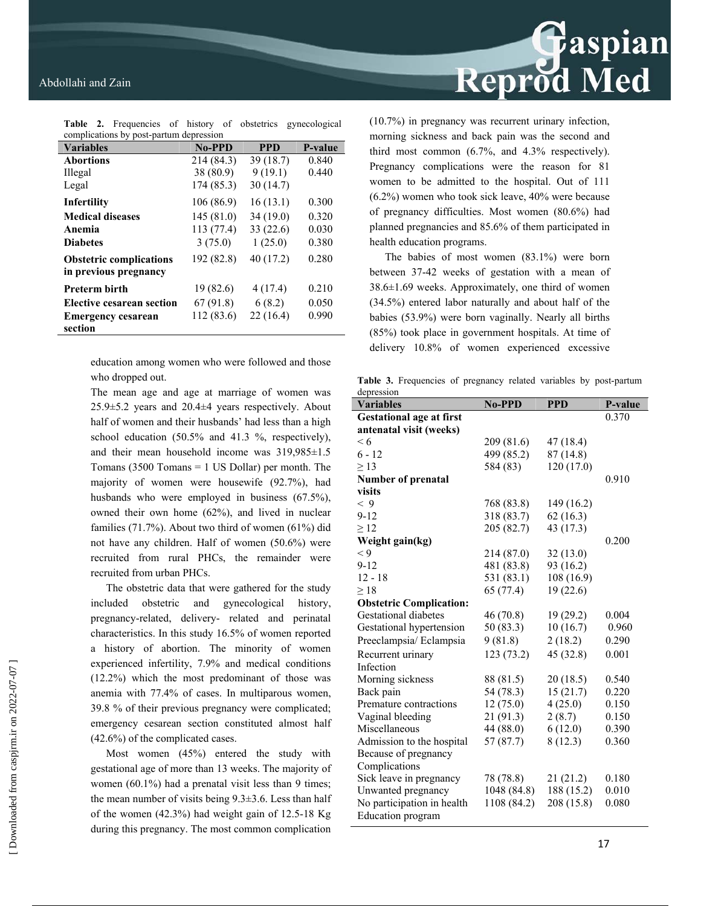**Table 2.** Frequencies of history of obstetrics gynecological complications by post-partum depression

| Variables | No-PPD | PPD | P-value |
|---|---|---|---|
| **Abortions** | 214 (84.3) | 39 (18.7) | 0.840 |
| Illegal | 38 (80.9) | 9 (19.1) | 0.440 |
| Legal | 174 (85.3) | 30 (14.7) | |
| **Infertility** | 106 (86.9) | 16 (13.1) | 0.300 |
| **Medical diseases** | 145 (81.0) | 34 (19.0) | 0.320 |
| **Anemia** | 113 (77.4) | 33 (22.6) | 0.030 |
| **Diabetes** | 3 (75.0) | 1 (25.0) | 0.380 |
| **Obstetric complications in previous pregnancy** | 192 (82.8) | 40 (17.2) | 0.280 |
| **Preterm birth** | 19 (82.6) | 4 (17.4) | 0.210 |
| **Elective cesarean section** | 67 (91.8) | 6 (8.2) | 0.050 |
| **Emergency cesarean section** | 112 (83.6) | 22 (16.4) | 0.990 |

education among women who were followed and those who dropped out.

The mean age and age at marriage of women was 25.9±5.2 years and 20.4±4 years respectively. About half of women and their husbands' had less than a high school education (50.5% and 41.3 %, respectively), and their mean household income was 319,985±1.5 Tomans (3500 Tomans = 1 US Dollar) per month. The majority of women were housewife (92.7%), had husbands who were employed in business (67.5%), owned their own home (62%), and lived in nuclear families (71.7%). About two third of women (61%) did not have any children. Half of women (50.6%) were recruited from rural PHCs, the remainder were recruited from urban PHCs.

The obstetric data that were gathered for the study included obstetric and gynecological history, pregnancy-related, delivery- related and perinatal characteristics. In this study 16.5% of women reported a history of abortion. The minority of women experienced infertility, 7.9% and medical conditions (12.2%) which the most predominant of those was anemia with 77.4% of cases. In multiparous women, 39.8 % of their previous pregnancy were complicated; emergency cesarean section constituted almost half (42.6%) of the complicated cases.

Most women (45%) entered the study with gestational age of more than 13 weeks. The majority of women (60.1%) had a prenatal visit less than 9 times; the mean number of visits being 9.3±3.6. Less than half of the women (42.3%) had weight gain of 12.5-18 Kg during this pregnancy. The most common complication (10.7%) in pregnancy was recurrent urinary infection, morning sickness and back pain was the second and third most common (6.7%, and 4.3% respectively). Pregnancy complications were the reason for 81 women to be admitted to the hospital. Out of 111 (6.2%) women who took sick leave, 40% were because of pregnancy difficulties. Most women (80.6%) had planned pregnancies and 85.6% of them participated in health education programs.

The babies of most women (83.1%) were born between 37-42 weeks of gestation with a mean of 38.6±1.69 weeks. Approximately, one third of women (34.5%) entered labor naturally and about half of the babies (53.9%) were born vaginally. Nearly all births (85%) took place in government hospitals. At time of delivery 10.8% of women experienced excessive

**Table 3.** Frequencies of pregnancy related variables by post-partum depression

| Variables | No-PPD | PPD | P-value |
|---|---|---|---|
| **Gestational age at first antenatal visit (weeks)** | | | 0.370 |
| < 6 | 209 (81.6) | 47 (18.4) | |
| 6 - 12 | 499 (85.2) | 87 (14.8) | |
| ≥ 13 | 584 (83) | 120 (17.0) | |
| **Number of prenatal visits** | | | 0.910 |
| < 9 | 768 (83.8) | 149 (16.2) | |
| 9-12 | 318 (83.7) | 62 (16.3) | |
| ≥ 12 | 205 (82.7) | 43 (17.3) | |
| **Weight gain(kg)** | | | 0.200 |
| < 9 | 214 (87.0) | 32 (13.0) | |
| 9-12 | 481 (83.8) | 93 (16.2) | |
| 12 - 18 | 531 (83.1) | 108 (16.9) | |
| ≥ 18 | 65 (77.4) | 19 (22.6) | |
| **Obstetric Complication:** | | | |
| Gestational diabetes | 46 (70.8) | 19 (29.2) | 0.004 |
| Gestational hypertension | 50 (83.3) | 10 (16.7) | 0.960 |
| Preeclampsia/ Eclampsia | 9 (81.8) | 2 (18.2) | 0.290 |
| Recurrent urinary Infection | 123 (73.2) | 45 (32.8) | 0.001 |
| Morning sickness | 88 (81.5) | 20 (18.5) | 0.540 |
| Back pain | 54 (78.3) | 15 (21.7) | 0.220 |
| Premature contractions | 12 (75.0) | 4 (25.0) | 0.150 |
| Vaginal bleeding | 21 (91.3) | 2 (8.7) | 0.150 |
| Miscellaneous | 44 (88.0) | 6 (12.0) | 0.390 |
| Admission to the hospital Because of pregnancy Complications | 57 (87.7) | 8 (12.3) | 0.360 |
| Sick leave in pregnancy | 78 (78.8) | 21 (21.2) | 0.180 |
| Unwanted pregnancy | 1048 (84.8) | 188 (15.2) | 0.010 |
| No participation in health Education program | 1108 (84.2) | 208 (15.8) | 0.080 |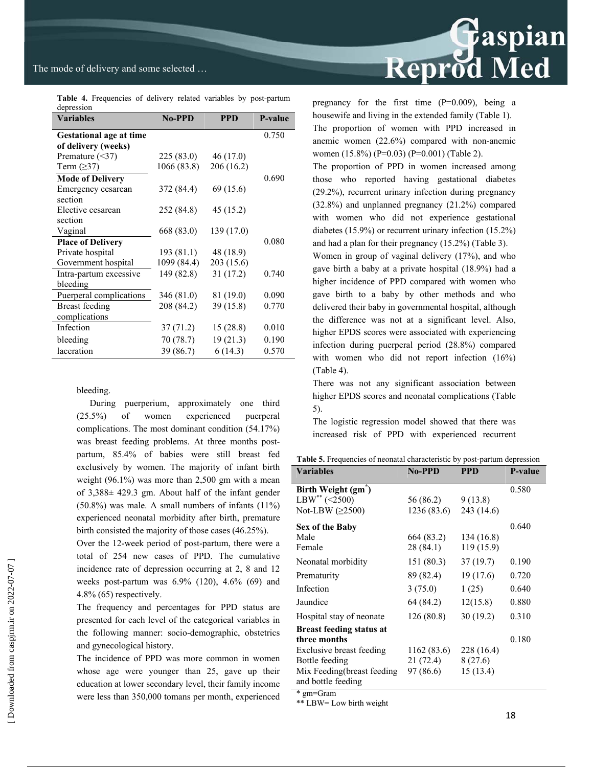**Table 4.** Frequencies of delivery related variables by post-partum depression

| Variables | No-PPD | PPD | P-value |
|---|---|---|---|
| **Gestational age at time of delivery (weeks)** | | | 0.750 |
| Premature (<37) | 225 (83.0) | 46 (17.0) | |
| Term (≥37) | 1066 (83.8) | 206 (16.2) | |
| **Mode of Delivery** | | | 0.690 |
| Emergency cesarean section | 372 (84.4) | 69 (15.6) | |
| Elective cesarean section | 252 (84.8) | 45 (15.2) | |
| Vaginal | 668 (83.0) | 139 (17.0) | |
| **Place of Delivery** | | | 0.080 |
| Private hospital | 193 (81.1) | 48 (18.9) | |
| Government hospital | 1099 (84.4) | 203 (15.6) | |
| Intra-partum excessive bleeding | 149 (82.8) | 31 (17.2) | 0.740 |
| Puerperal complications | 346 (81.0) | 81 (19.0) | 0.090 |
| Breast feeding complications | 208 (84.2) | 39 (15.8) | 0.770 |
| Infection | 37 (71.2) | 15 (28.8) | 0.010 |
| bleeding | 70 (78.7) | 19 (21.3) | 0.190 |
| laceration | 39 (86.7) | 6 (14.3) | 0.570 |

bleeding.

During puerperium, approximately one third (25.5%) of women experienced puerperal complications. The most dominant condition (54.17%) was breast feeding problems. At three months post-partum, 85.4% of babies were still breast fed exclusively by women. The majority of infant birth weight (96.1%) was more than 2,500 gm with a mean of 3,388± 429.3 gm. About half of the infant gender (50.8%) was male. A small numbers of infants (11%) experienced neonatal morbidity after birth, premature birth consisted the majority of those cases (46.25%).

Over the 12-week period of post-partum, there were a total of 254 new cases of PPD. The cumulative incidence rate of depression occurring at 2, 8 and 12 weeks post-partum was 6.9% (120), 4.6% (69) and 4.8% (65) respectively.

The frequency and percentages for PPD status are presented for each level of the categorical variables in the following manner: socio-demographic, obstetrics and gynecological history.

The incidence of PPD was more common in women whose age were younger than 25, gave up their education at lower secondary level, their family income were less than 350,000 tomans per month, experienced pregnancy for the first time (P=0.009), being a housewife and living in the extended family (Table 1).

The proportion of women with PPD increased in anemic women (22.6%) compared with non-anemic women (15.8%) (P=0.03) (P=0.001) (Table 2).

The proportion of PPD in women increased among those who reported having gestational diabetes (29.2%), recurrent urinary infection during pregnancy (32.8%) and unplanned pregnancy (21.2%) compared with women who did not experience gestational diabetes (15.9%) or recurrent urinary infection (15.2%) and had a plan for their pregnancy (15.2%) (Table 3).

Women in group of vaginal delivery (17%), and who gave birth a baby at a private hospital (18.9%) had a higher incidence of PPD compared with women who gave birth to a baby by other methods and who delivered their baby in governmental hospital, although the difference was not at a significant level. Also, higher EPDS scores were associated with experiencing infection during puerperal period (28.8%) compared with women who did not report infection (16%) (Table 4).

There was not any significant association between higher EPDS scores and neonatal complications (Table 5).

The logistic regression model showed that there was increased risk of PPD with experienced recurrent

**Table 5.** Frequencies of neonatal characteristic by post-partum depression

| Variables | No-PPD | PPD | P-value |
|---|---|---|---|
| **Birth Weight (gm*)** | | | 0.580 |
| LBW** (<2500) | 56 (86.2) | 9 (13.8) | |
| Not-LBW (≥2500) | 1236 (83.6) | 243 (14.6) | |
| **Sex of the Baby** | | | 0.640 |
| Male | 664 (83.2) | 134 (16.8) | |
| Female | 28 (84.1) | 119 (15.9) | |
| Neonatal morbidity | 151 (80.3) | 37 (19.7) | 0.190 |
| Prematurity | 89 (82.4) | 19 (17.6) | 0.720 |
| Infection | 3 (75.0) | 1 (25) | 0.640 |
| Jaundice | 64 (84.2) | 12(15.8) | 0.880 |
| Hospital stay of neonate | 126 (80.8) | 30 (19.2) | 0.310 |
| **Breast feeding status at three months** | | | 0.180 |
| Exclusive breast feeding | 1162 (83.6) | 228 (16.4) | |
| Bottle feeding | 21 (72.4) | 8 (27.6) | |
| Mix Feeding(breast feeding and bottle feeding | 97 (86.6) | 15 (13.4) | |

\* gm=Gram
** LBW= Low birth weight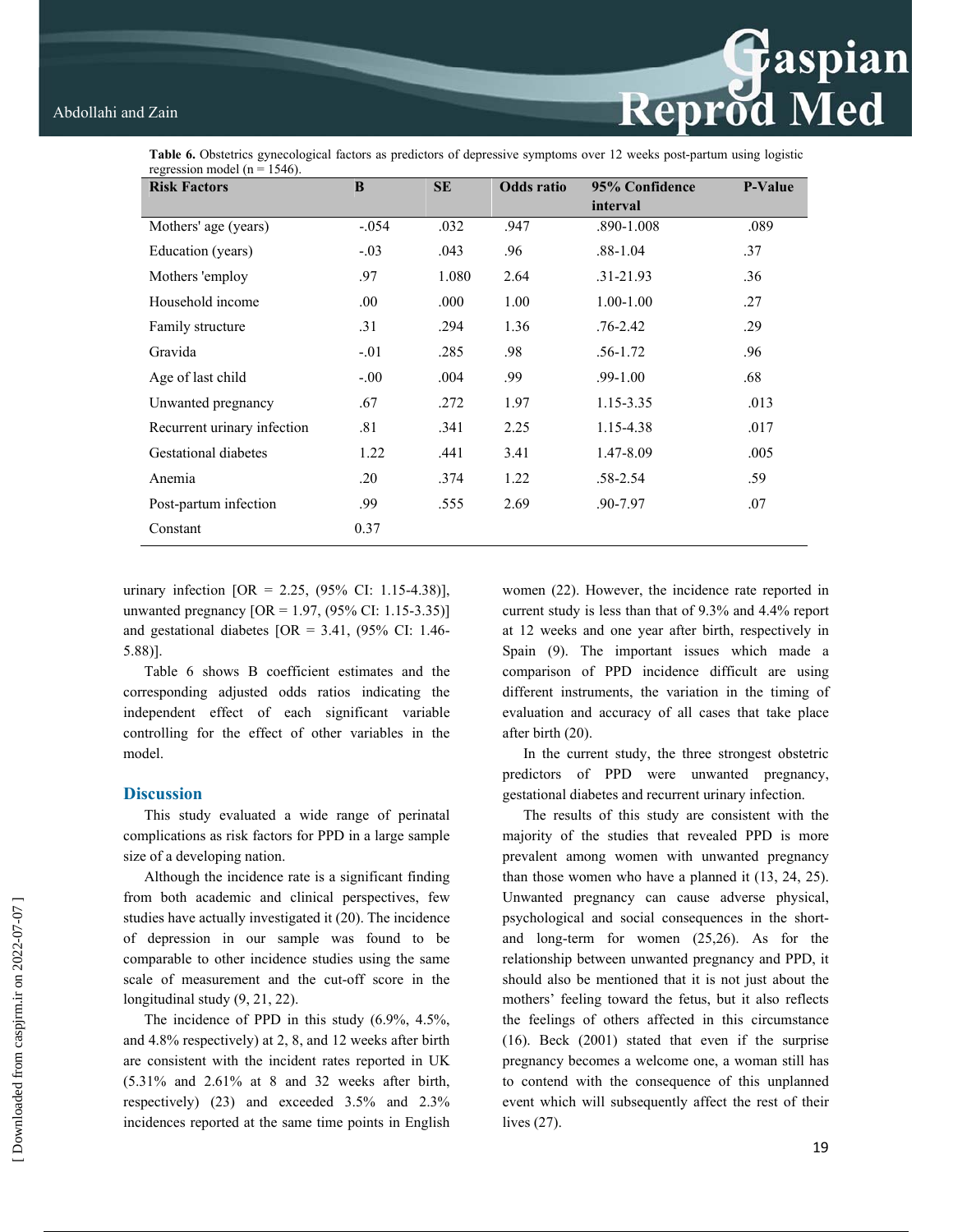**Table 6.** Obstetrics gynecological factors as predictors of depressive symptoms over 12 weeks post-partum using logistic regression model (n = 1546).

| Risk Factors | B | SE | Odds ratio | 95% Confidence interval | P-Value |
|---|---|---|---|---|---|
| Mothers' age (years) | -.054 | .032 | .947 | .890-1.008 | .089 |
| Education (years) | -.03 | .043 | .96 | .88-1.04 | .37 |
| Mothers 'employ | .97 | 1.080 | 2.64 | .31-21.93 | .36 |
| Household income | .00 | .000 | 1.00 | 1.00-1.00 | .27 |
| Family structure | .31 | .294 | 1.36 | .76-2.42 | .29 |
| Gravida | -.01 | .285 | .98 | .56-1.72 | .96 |
| Age of last child | -.00 | .004 | .99 | .99-1.00 | .68 |
| Unwanted pregnancy | .67 | .272 | 1.97 | 1.15-3.35 | .013 |
| Recurrent urinary infection | .81 | .341 | 2.25 | 1.15-4.38 | .017 |
| Gestational diabetes | 1.22 | .441 | 3.41 | 1.47-8.09 | .005 |
| Anemia | .20 | .374 | 1.22 | .58-2.54 | .59 |
| Post-partum infection | .99 | .555 | 2.69 | .90-7.97 | .07 |
| Constant | 0.37 | | | | |

urinary infection [OR = 2.25, (95% CI: 1.15-4.38)], unwanted pregnancy [OR = 1.97, (95% CI: 1.15-3.35)] and gestational diabetes [OR = 3.41, (95% CI: 1.46-5.88)].

Table 6 shows B coefficient estimates and the corresponding adjusted odds ratios indicating the independent effect of each significant variable controlling for the effect of other variables in the model.

## Discussion

This study evaluated a wide range of perinatal complications as risk factors for PPD in a large sample size of a developing nation.

Although the incidence rate is a significant finding from both academic and clinical perspectives, few studies have actually investigated it (20). The incidence of depression in our sample was found to be comparable to other incidence studies using the same scale of measurement and the cut-off score in the longitudinal study (9, 21, 22).

The incidence of PPD in this study (6.9%, 4.5%, and 4.8% respectively) at 2, 8, and 12 weeks after birth are consistent with the incident rates reported in UK (5.31% and 2.61% at 8 and 32 weeks after birth, respectively) (23) and exceeded 3.5% and 2.3% incidences reported at the same time points in English women (22). However, the incidence rate reported in current study is less than that of 9.3% and 4.4% report at 12 weeks and one year after birth, respectively in Spain (9). The important issues which made a comparison of PPD incidence difficult are using different instruments, the variation in the timing of evaluation and accuracy of all cases that take place after birth (20).

In the current study, the three strongest obstetric predictors of PPD were unwanted pregnancy, gestational diabetes and recurrent urinary infection.

The results of this study are consistent with the majority of the studies that revealed PPD is more prevalent among women with unwanted pregnancy than those women who have a planned it (13, 24, 25). Unwanted pregnancy can cause adverse physical, psychological and social consequences in the short- and long-term for women (25,26). As for the relationship between unwanted pregnancy and PPD, it should also be mentioned that it is not just about the mothers' feeling toward the fetus, but it also reflects the feelings of others affected in this circumstance (16). Beck (2001) stated that even if the surprise pregnancy becomes a welcome one, a woman still has to contend with the consequence of this unplanned event which will subsequently affect the rest of their lives (27).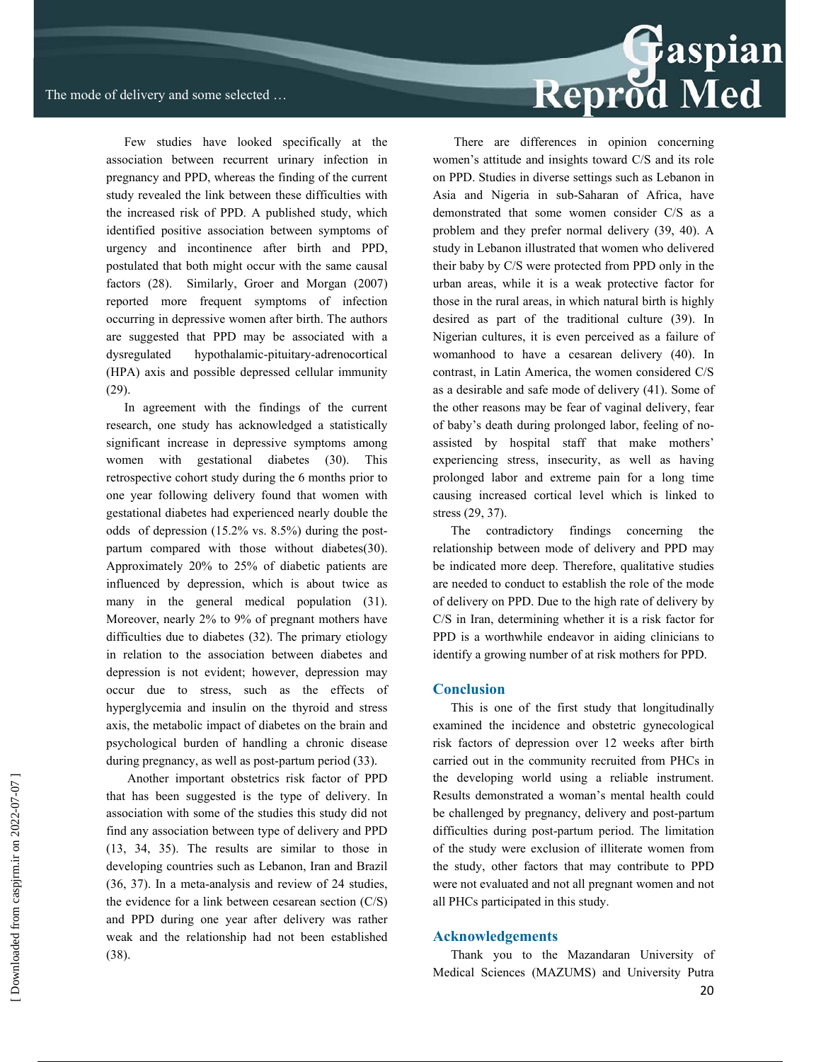Few studies have looked specifically at the association between recurrent urinary infection in pregnancy and PPD, whereas the finding of the current study revealed the link between these difficulties with the increased risk of PPD. A published study, which identified positive association between symptoms of urgency and incontinence after birth and PPD, postulated that both might occur with the same causal factors (28). Similarly, Groer and Morgan (2007) reported more frequent symptoms of infection occurring in depressive women after birth. The authors are suggested that PPD may be associated with a dysregulated hypothalamic-pituitary-adrenocortical (HPA) axis and possible depressed cellular immunity (29).

In agreement with the findings of the current research, one study has acknowledged a statistically significant increase in depressive symptoms among women with gestational diabetes (30). This retrospective cohort study during the 6 months prior to one year following delivery found that women with gestational diabetes had experienced nearly double the odds of depression (15.2% vs. 8.5%) during the post-partum compared with those without diabetes(30). Approximately 20% to 25% of diabetic patients are influenced by depression, which is about twice as many in the general medical population (31). Moreover, nearly 2% to 9% of pregnant mothers have difficulties due to diabetes (32). The primary etiology in relation to the association between diabetes and depression is not evident; however, depression may occur due to stress, such as the effects of hyperglycemia and insulin on the thyroid and stress axis, the metabolic impact of diabetes on the brain and psychological burden of handling a chronic disease during pregnancy, as well as post-partum period (33).

Another important obstetrics risk factor of PPD that has been suggested is the type of delivery. In association with some of the studies this study did not find any association between type of delivery and PPD (13, 34, 35). The results are similar to those in developing countries such as Lebanon, Iran and Brazil (36, 37). In a meta-analysis and review of 24 studies, the evidence for a link between cesarean section (C/S) and PPD during one year after delivery was rather weak and the relationship had not been established (38).

There are differences in opinion concerning women's attitude and insights toward C/S and its role on PPD. Studies in diverse settings such as Lebanon in Asia and Nigeria in sub-Saharan of Africa, have demonstrated that some women consider C/S as a problem and they prefer normal delivery (39, 40). A study in Lebanon illustrated that women who delivered their baby by C/S were protected from PPD only in the urban areas, while it is a weak protective factor for those in the rural areas, in which natural birth is highly desired as part of the traditional culture (39). In Nigerian cultures, it is even perceived as a failure of womanhood to have a cesarean delivery (40). In contrast, in Latin America, the women considered C/S as a desirable and safe mode of delivery (41). Some of the other reasons may be fear of vaginal delivery, fear of baby's death during prolonged labor, feeling of no-assisted by hospital staff that make mothers' experiencing stress, insecurity, as well as having prolonged labor and extreme pain for a long time causing increased cortical level which is linked to stress (29, 37).

The contradictory findings concerning the relationship between mode of delivery and PPD may be indicated more deep. Therefore, qualitative studies are needed to conduct to establish the role of the mode of delivery on PPD. Due to the high rate of delivery by C/S in Iran, determining whether it is a risk factor for PPD is a worthwhile endeavor in aiding clinicians to identify a growing number of at risk mothers for PPD.

## Conclusion

This is one of the first study that longitudinally examined the incidence and obstetric gynecological risk factors of depression over 12 weeks after birth carried out in the community recruited from PHCs in the developing world using a reliable instrument. Results demonstrated a woman's mental health could be challenged by pregnancy, delivery and post-partum difficulties during post-partum period. The limitation of the study were exclusion of illiterate women from the study, other factors that may contribute to PPD were not evaluated and not all pregnant women and not all PHCs participated in this study.

## Acknowledgements

Thank you to the Mazandaran University of Medical Sciences (MAZUMS) and University Putra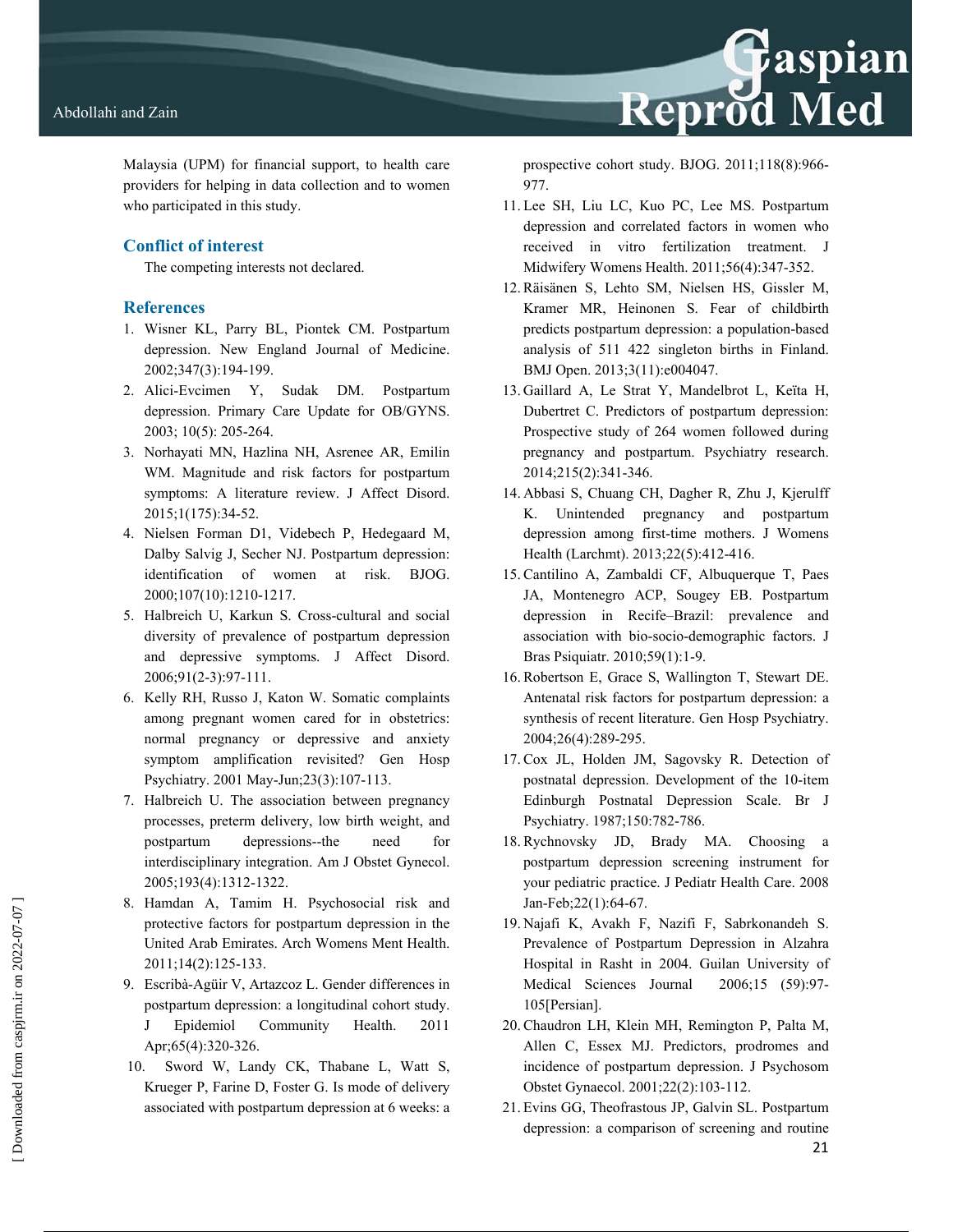Malaysia (UPM) for financial support, to health care providers for helping in data collection and to women who participated in this study.

## Conflict of interest

The competing interests not declared.

## References

1. Wisner KL, Parry BL, Piontek CM. Postpartum depression. New England Journal of Medicine. 2002;347(3):194-199.
2. Alici-Evcimen Y, Sudak DM. Postpartum depression. Primary Care Update for OB/GYNS. 2003; 10(5): 205-264.
3. Norhayati MN, Hazlina NH, Asrenee AR, Emilin WM. Magnitude and risk factors for postpartum symptoms: A literature review. J Affect Disord. 2015;1(175):34-52.
4. Nielsen Forman D1, Videbech P, Hedegaard M, Dalby Salvig J, Secher NJ. Postpartum depression: identification of women at risk. BJOG. 2000;107(10):1210-1217.
5. Halbreich U, Karkun S. Cross-cultural and social diversity of prevalence of postpartum depression and depressive symptoms. J Affect Disord. 2006;91(2-3):97-111.
6. Kelly RH, Russo J, Katon W. Somatic complaints among pregnant women cared for in obstetrics: normal pregnancy or depressive and anxiety symptom amplification revisited? Gen Hosp Psychiatry. 2001 May-Jun;23(3):107-113.
7. Halbreich U. The association between pregnancy processes, preterm delivery, low birth weight, and postpartum depressions--the need for interdisciplinary integration. Am J Obstet Gynecol. 2005;193(4):1312-1322.
8. Hamdan A, Tamim H. Psychosocial risk and protective factors for postpartum depression in the United Arab Emirates. Arch Womens Ment Health. 2011;14(2):125-133.
9. Escribà-Agüir V, Artazcoz L. Gender differences in postpartum depression: a longitudinal cohort study. J Epidemiol Community Health. 2011 Apr;65(4):320-326.
10. Sword W, Landy CK, Thabane L, Watt S, Krueger P, Farine D, Foster G. Is mode of delivery associated with postpartum depression at 6 weeks: a prospective cohort study. BJOG. 2011;118(8):966-977.
11. Lee SH, Liu LC, Kuo PC, Lee MS. Postpartum depression and correlated factors in women who received in vitro fertilization treatment. J Midwifery Womens Health. 2011;56(4):347-352.
12. Räisänen S, Lehto SM, Nielsen HS, Gissler M, Kramer MR, Heinonen S. Fear of childbirth predicts postpartum depression: a population-based analysis of 511 422 singleton births in Finland. BMJ Open. 2013;3(11):e004047.
13. Gaillard A, Le Strat Y, Mandelbrot L, Keïta H, Dubertret C. Predictors of postpartum depression: Prospective study of 264 women followed during pregnancy and postpartum. Psychiatry research. 2014;215(2):341-346.
14. Abbasi S, Chuang CH, Dagher R, Zhu J, Kjerulff K. Unintended pregnancy and postpartum depression among first-time mothers. J Womens Health (Larchmt). 2013;22(5):412-416.
15. Cantilino A, Zambaldi CF, Albuquerque T, Paes JA, Montenegro ACP, Sougey EB. Postpartum depression in Recife–Brazil: prevalence and association with bio-socio-demographic factors. J Bras Psiquiatr. 2010;59(1):1-9.
16. Robertson E, Grace S, Wallington T, Stewart DE. Antenatal risk factors for postpartum depression: a synthesis of recent literature. Gen Hosp Psychiatry. 2004;26(4):289-295.
17. Cox JL, Holden JM, Sagovsky R. Detection of postnatal depression. Development of the 10-item Edinburgh Postnatal Depression Scale. Br J Psychiatry. 1987;150:782-786.
18. Rychnovsky JD, Brady MA. Choosing a postpartum depression screening instrument for your pediatric practice. J Pediatr Health Care. 2008 Jan-Feb;22(1):64-67.
19. Najafi K, Avakh F, Nazifi F, Sabrkonandeh S. Prevalence of Postpartum Depression in Alzahra Hospital in Rasht in 2004. Guilan University of Medical Sciences Journal 2006;15 (59):97-105[Persian].
20. Chaudron LH, Klein MH, Remington P, Palta M, Allen C, Essex MJ. Predictors, prodromes and incidence of postpartum depression. J Psychosom Obstet Gynaecol. 2001;22(2):103-112.
21. Evins GG, Theofrastous JP, Galvin SL. Postpartum depression: a comparison of screening and routine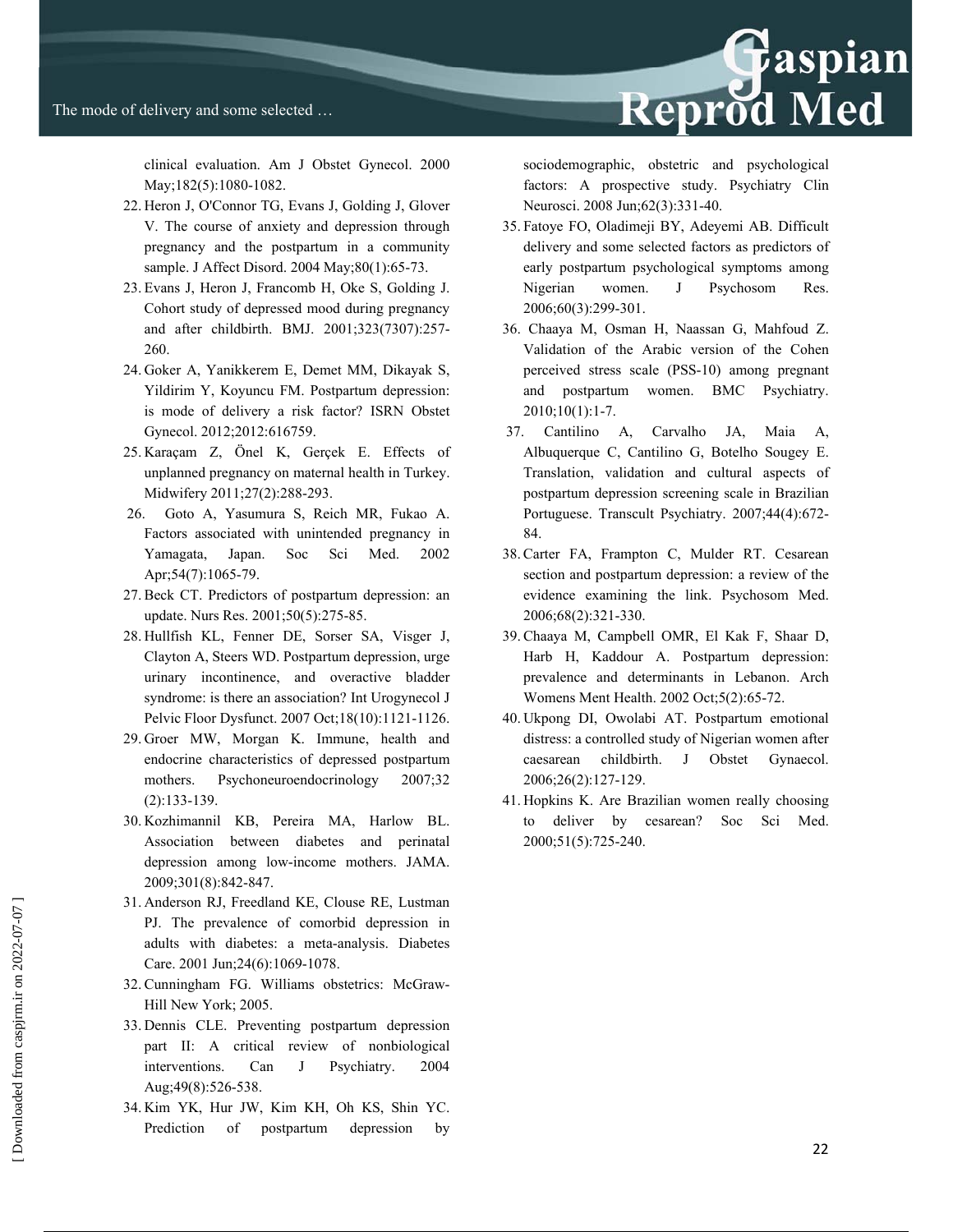clinical evaluation. Am J Obstet Gynecol. 2000 May;182(5):1080-1082.

22. Heron J, O'Connor TG, Evans J, Golding J, Glover V. The course of anxiety and depression through pregnancy and the postpartum in a community sample. J Affect Disord. 2004 May;80(1):65-73.
23. Evans J, Heron J, Francomb H, Oke S, Golding J. Cohort study of depressed mood during pregnancy and after childbirth. BMJ. 2001;323(7307):257-260.
24. Goker A, Yanikkerem E, Demet MM, Dikayak S, Yildirim Y, Koyuncu FM. Postpartum depression: is mode of delivery a risk factor? ISRN Obstet Gynecol. 2012;2012:616759.
25. Karaçam Z, Önel K, Gerçek E. Effects of unplanned pregnancy on maternal health in Turkey. Midwifery 2011;27(2):288-293.
26. Goto A, Yasumura S, Reich MR, Fukao A. Factors associated with unintended pregnancy in Yamagata, Japan. Soc Sci Med. 2002 Apr;54(7):1065-79.
27. Beck CT. Predictors of postpartum depression: an update. Nurs Res. 2001;50(5):275-85.
28. Hullfish KL, Fenner DE, Sorser SA, Visger J, Clayton A, Steers WD. Postpartum depression, urge urinary incontinence, and overactive bladder syndrome: is there an association? Int Urogynecol J Pelvic Floor Dysfunct. 2007 Oct;18(10):1121-1126.
29. Groer MW, Morgan K. Immune, health and endocrine characteristics of depressed postpartum mothers. Psychoneuroendocrinology 2007;32 (2):133-139.
30. Kozhimannil KB, Pereira MA, Harlow BL. Association between diabetes and perinatal depression among low-income mothers. JAMA. 2009;301(8):842-847.
31. Anderson RJ, Freedland KE, Clouse RE, Lustman PJ. The prevalence of comorbid depression in adults with diabetes: a meta-analysis. Diabetes Care. 2001 Jun;24(6):1069-1078.
32. Cunningham FG. Williams obstetrics: McGraw-Hill New York; 2005.
33. Dennis CLE. Preventing postpartum depression part II: A critical review of nonbiological interventions. Can J Psychiatry. 2004 Aug;49(8):526-538.
34. Kim YK, Hur JW, Kim KH, Oh KS, Shin YC. Prediction of postpartum depression by sociodemographic, obstetric and psychological factors: A prospective study. Psychiatry Clin Neurosci. 2008 Jun;62(3):331-40.
35. Fatoye FO, Oladimeji BY, Adeyemi AB. Difficult delivery and some selected factors as predictors of early postpartum psychological symptoms among Nigerian women. J Psychosom Res. 2006;60(3):299-301.
36. Chaaya M, Osman H, Naassan G, Mahfoud Z. Validation of the Arabic version of the Cohen perceived stress scale (PSS-10) among pregnant and postpartum women. BMC Psychiatry. 2010;10(1):1-7.
37. Cantilino A, Carvalho JA, Maia A, Albuquerque C, Cantilino G, Botelho Sougey E. Translation, validation and cultural aspects of postpartum depression screening scale in Brazilian Portuguese. Transcult Psychiatry. 2007;44(4):672-84.
38. Carter FA, Frampton C, Mulder RT. Cesarean section and postpartum depression: a review of the evidence examining the link. Psychosom Med. 2006;68(2):321-330.
39. Chaaya M, Campbell OMR, El Kak F, Shaar D, Harb H, Kaddour A. Postpartum depression: prevalence and determinants in Lebanon. Arch Womens Ment Health. 2002 Oct;5(2):65-72.
40. Ukpong DI, Owolabi AT. Postpartum emotional distress: a controlled study of Nigerian women after caesarean childbirth. J Obstet Gynaecol. 2006;26(2):127-129.
41. Hopkins K. Are Brazilian women really choosing to deliver by cesarean? Soc Sci Med. 2000;51(5):725-240.